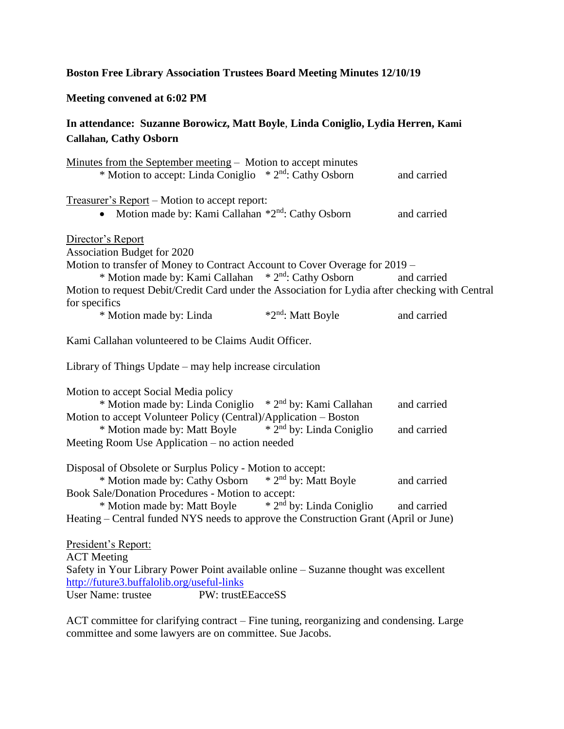**Boston Free Library Association Trustees Board Meeting Minutes 12/10/19**

**Meeting convened at 6:02 PM**

**In attendance: Suzanne Borowicz, Matt Boyle, Linda Coniglio, Lydia Herren, Kami Callahan, Cathy Osborn**

Minutes from the September meeting – Motion to accept minutes

* Motion to accept: Linda Coniglio * 2nd: Cathy Osborn and carried

Treasurer's Report – Motion to accept report:

- Motion made by: Kami Callahan *2nd: Cathy Osborn and carried

Director's Report

Association Budget for 2020

Motion to transfer of Money to Contract Account to Cover Overage for 2019 –

* Motion made by: Kami Callahan * 2nd: Cathy Osborn and carried

Motion to request Debit/Credit Card under the Association for Lydia after checking with Central for specifics

* Motion made by: Linda *2nd: Matt Boyle and carried

Kami Callahan volunteered to be Claims Audit Officer.

Library of Things Update – may help increase circulation

Motion to accept Social Media policy

* Motion made by: Linda Coniglio * 2nd by: Kami Callahan and carried

Motion to accept Volunteer Policy (Central)/Application – Boston

* Motion made by: Matt Boyle * 2nd by: Linda Coniglio and carried

Meeting Room Use Application – no action needed

Disposal of Obsolete or Surplus Policy - Motion to accept:

* Motion made by: Cathy Osborn * 2nd by: Matt Boyle and carried

Book Sale/Donation Procedures - Motion to accept:

* Motion made by: Matt Boyle * 2nd by: Linda Coniglio and carried

Heating – Central funded NYS needs to approve the Construction Grant (April or June)

President's Report:

ACT Meeting

Safety in Your Library Power Point available online – Suzanne thought was excellent

http://future3.buffalolib.org/useful-links

User Name: trustee PW: trustEEacceSS

ACT committee for clarifying contract – Fine tuning, reorganizing and condensing. Large committee and some lawyers are on committee. Sue Jacobs.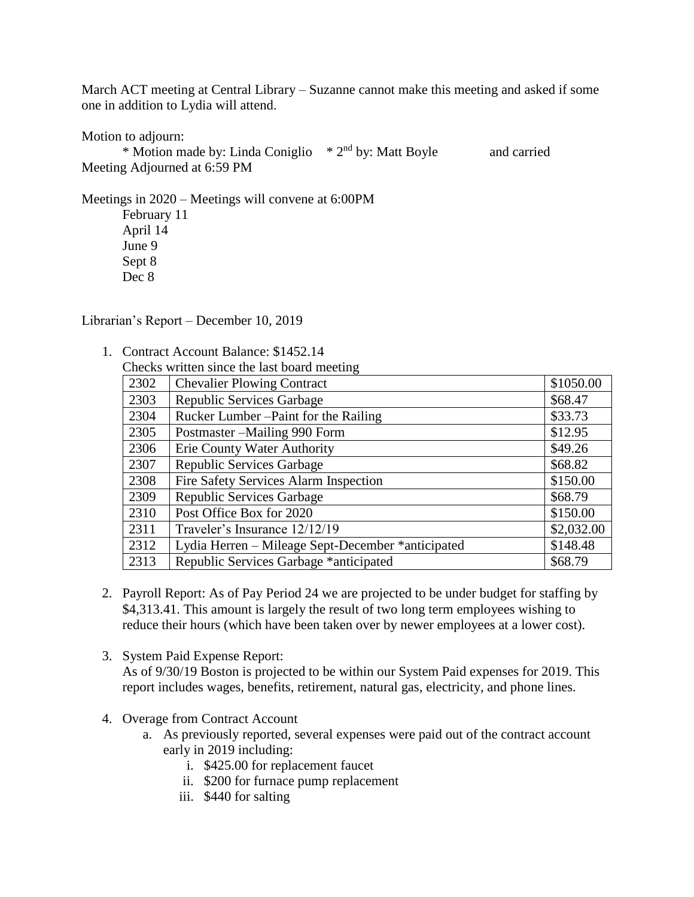March ACT meeting at Central Library – Suzanne cannot make this meeting and asked if some one in addition to Lydia will attend.

Motion to adjourn:

* Motion made by: Linda Coniglio   * 2nd by: Matt Boyle   and carried

Meeting Adjourned at 6:59 PM

Meetings in 2020 – Meetings will convene at 6:00PM

February 11
April 14
June 9
Sept 8
Dec 8

Librarian's Report – December 10, 2019

1. Contract Account Balance: $1452.14

   Checks written since the last board meeting

| | | |
|---|---|---|
| 2302 | Chevalier Plowing Contract | $1050.00 |
| 2303 | Republic Services Garbage | $68.47 |
| 2304 | Rucker Lumber –Paint for the Railing | $33.73 |
| 2305 | Postmaster –Mailing 990 Form | $12.95 |
| 2306 | Erie County Water Authority | $49.26 |
| 2307 | Republic Services Garbage | $68.82 |
| 2308 | Fire Safety Services Alarm Inspection | $150.00 |
| 2309 | Republic Services Garbage | $68.79 |
| 2310 | Post Office Box for 2020 | $150.00 |
| 2311 | Traveler's Insurance 12/12/19 | $2,032.00 |
| 2312 | Lydia Herren – Mileage Sept-December *anticipated | $148.48 |
| 2313 | Republic Services Garbage *anticipated | $68.79 |

2. Payroll Report: As of Pay Period 24 we are projected to be under budget for staffing by $4,313.41. This amount is largely the result of two long term employees wishing to reduce their hours (which have been taken over by newer employees at a lower cost).

3. System Paid Expense Report:
   As of 9/30/19 Boston is projected to be within our System Paid expenses for 2019. This report includes wages, benefits, retirement, natural gas, electricity, and phone lines.

4. Overage from Contract Account
   a. As previously reported, several expenses were paid out of the contract account early in 2019 including:
      i. $425.00 for replacement faucet
      ii. $200 for furnace pump replacement
      iii. $440 for salting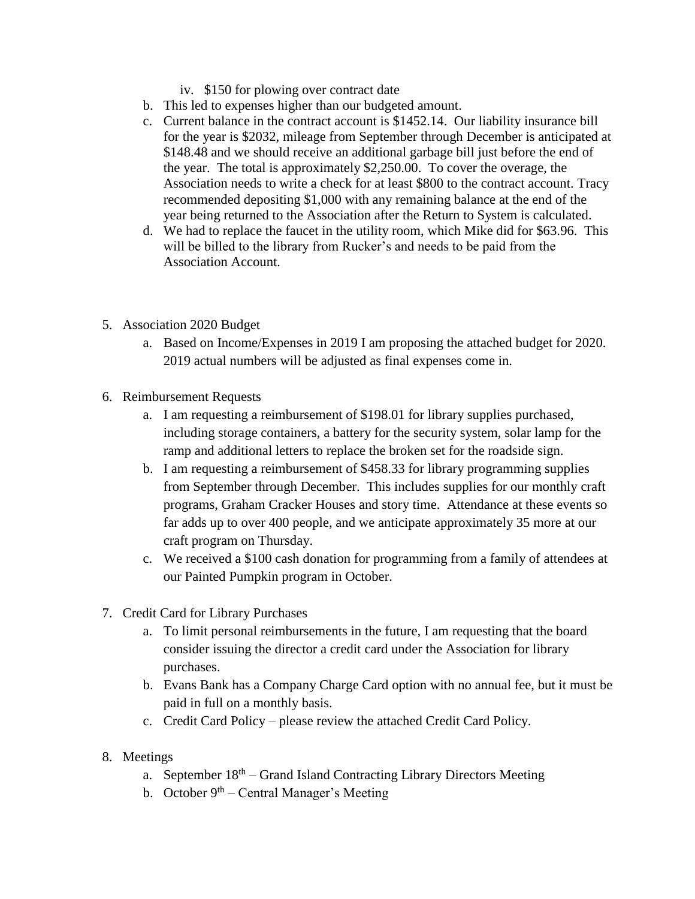iv. $150 for plowing over contract date

b. This led to expenses higher than our budgeted amount.
c. Current balance in the contract account is $1452.14. Our liability insurance bill for the year is $2032, mileage from September through December is anticipated at $148.48 and we should receive an additional garbage bill just before the end of the year. The total is approximately $2,250.00. To cover the overage, the Association needs to write a check for at least $800 to the contract account. Tracy recommended depositing $1,000 with any remaining balance at the end of the year being returned to the Association after the Return to System is calculated.
d. We had to replace the faucet in the utility room, which Mike did for $63.96. This will be billed to the library from Rucker's and needs to be paid from the Association Account.

5. Association 2020 Budget
   a. Based on Income/Expenses in 2019 I am proposing the attached budget for 2020. 2019 actual numbers will be adjusted as final expenses come in.

6. Reimbursement Requests
   a. I am requesting a reimbursement of $198.01 for library supplies purchased, including storage containers, a battery for the security system, solar lamp for the ramp and additional letters to replace the broken set for the roadside sign.
   b. I am requesting a reimbursement of $458.33 for library programming supplies from September through December. This includes supplies for our monthly craft programs, Graham Cracker Houses and story time. Attendance at these events so far adds up to over 400 people, and we anticipate approximately 35 more at our craft program on Thursday.
   c. We received a $100 cash donation for programming from a family of attendees at our Painted Pumpkin program in October.

7. Credit Card for Library Purchases
   a. To limit personal reimbursements in the future, I am requesting that the board consider issuing the director a credit card under the Association for library purchases.
   b. Evans Bank has a Company Charge Card option with no annual fee, but it must be paid in full on a monthly basis.
   c. Credit Card Policy – please review the attached Credit Card Policy.

8. Meetings
   a. September 18th – Grand Island Contracting Library Directors Meeting
   b. October 9th – Central Manager's Meeting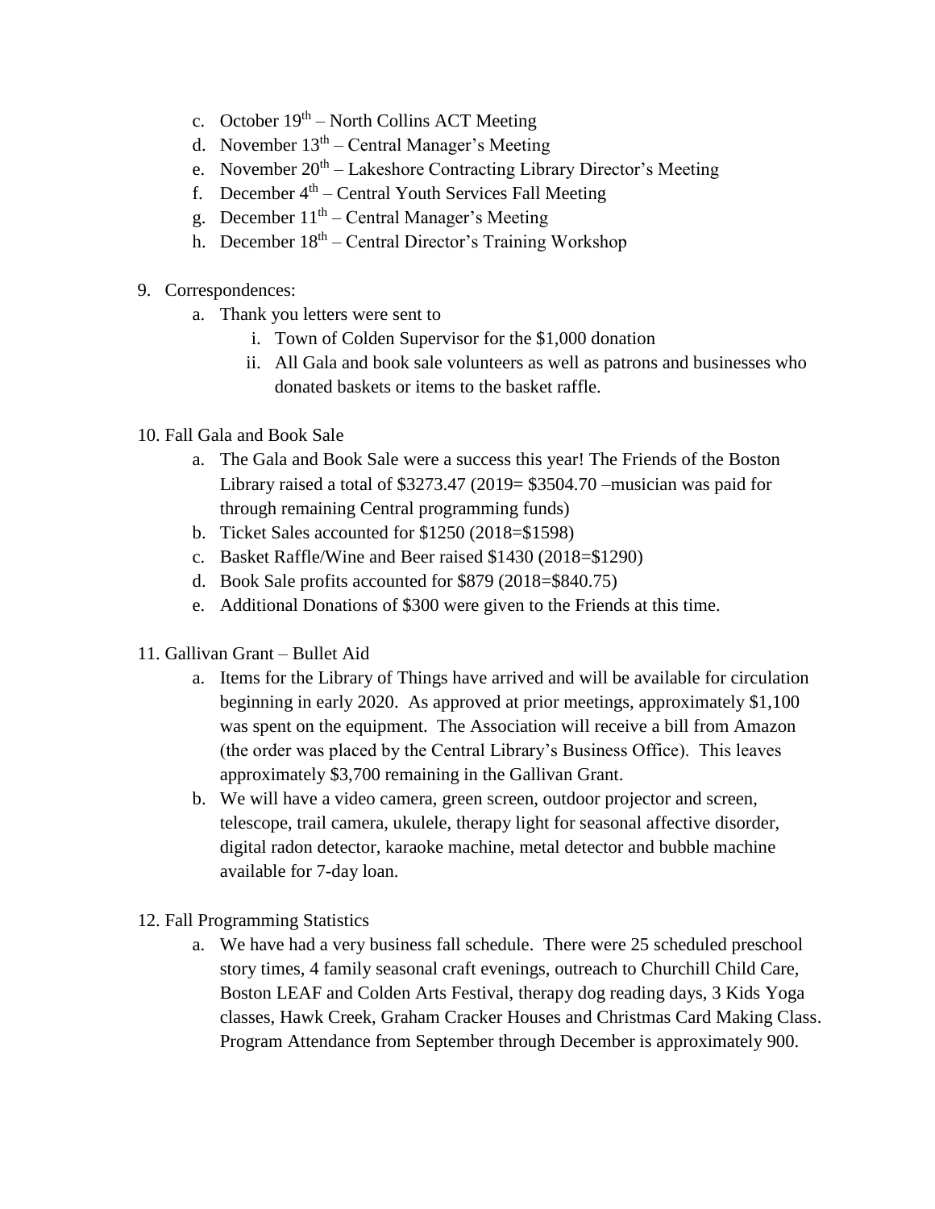c. October 19th – North Collins ACT Meeting
d. November 13th – Central Manager's Meeting
e. November 20th – Lakeshore Contracting Library Director's Meeting
f. December 4th – Central Youth Services Fall Meeting
g. December 11th – Central Manager's Meeting
h. December 18th – Central Director's Training Workshop

9. Correspondences:
   a. Thank you letters were sent to
      i. Town of Colden Supervisor for the $1,000 donation
      ii. All Gala and book sale volunteers as well as patrons and businesses who donated baskets or items to the basket raffle.

10. Fall Gala and Book Sale
    a. The Gala and Book Sale were a success this year! The Friends of the Boston Library raised a total of $3273.47 (2019= $3504.70 –musician was paid for through remaining Central programming funds)
    b. Ticket Sales accounted for $1250 (2018=$1598)
    c. Basket Raffle/Wine and Beer raised $1430 (2018=$1290)
    d. Book Sale profits accounted for $879 (2018=$840.75)
    e. Additional Donations of $300 were given to the Friends at this time.

11. Gallivan Grant – Bullet Aid
    a. Items for the Library of Things have arrived and will be available for circulation beginning in early 2020. As approved at prior meetings, approximately $1,100 was spent on the equipment. The Association will receive a bill from Amazon (the order was placed by the Central Library's Business Office). This leaves approximately $3,700 remaining in the Gallivan Grant.
    b. We will have a video camera, green screen, outdoor projector and screen, telescope, trail camera, ukulele, therapy light for seasonal affective disorder, digital radon detector, karaoke machine, metal detector and bubble machine available for 7-day loan.

12. Fall Programming Statistics
    a. We have had a very business fall schedule. There were 25 scheduled preschool story times, 4 family seasonal craft evenings, outreach to Churchill Child Care, Boston LEAF and Colden Arts Festival, therapy dog reading days, 3 Kids Yoga classes, Hawk Creek, Graham Cracker Houses and Christmas Card Making Class. Program Attendance from September through December is approximately 900.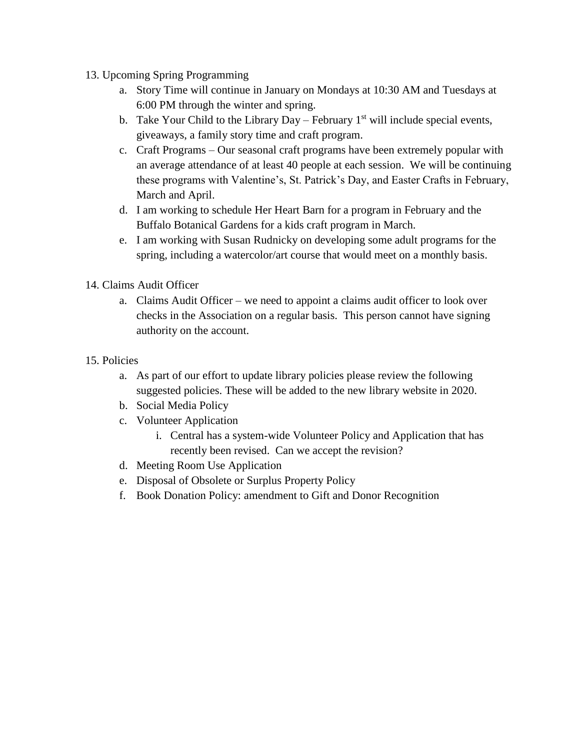13. Upcoming Spring Programming
    a. Story Time will continue in January on Mondays at 10:30 AM and Tuesdays at 6:00 PM through the winter and spring.
    b. Take Your Child to the Library Day – February 1st will include special events, giveaways, a family story time and craft program.
    c. Craft Programs – Our seasonal craft programs have been extremely popular with an average attendance of at least 40 people at each session. We will be continuing these programs with Valentine's, St. Patrick's Day, and Easter Crafts in February, March and April.
    d. I am working to schedule Her Heart Barn for a program in February and the Buffalo Botanical Gardens for a kids craft program in March.
    e. I am working with Susan Rudnicky on developing some adult programs for the spring, including a watercolor/art course that would meet on a monthly basis.

14. Claims Audit Officer
    a. Claims Audit Officer – we need to appoint a claims audit officer to look over checks in the Association on a regular basis. This person cannot have signing authority on the account.

15. Policies
    a. As part of our effort to update library policies please review the following suggested policies. These will be added to the new library website in 2020.
    b. Social Media Policy
    c. Volunteer Application
        i. Central has a system-wide Volunteer Policy and Application that has recently been revised. Can we accept the revision?
    d. Meeting Room Use Application
    e. Disposal of Obsolete or Surplus Property Policy
    f. Book Donation Policy: amendment to Gift and Donor Recognition